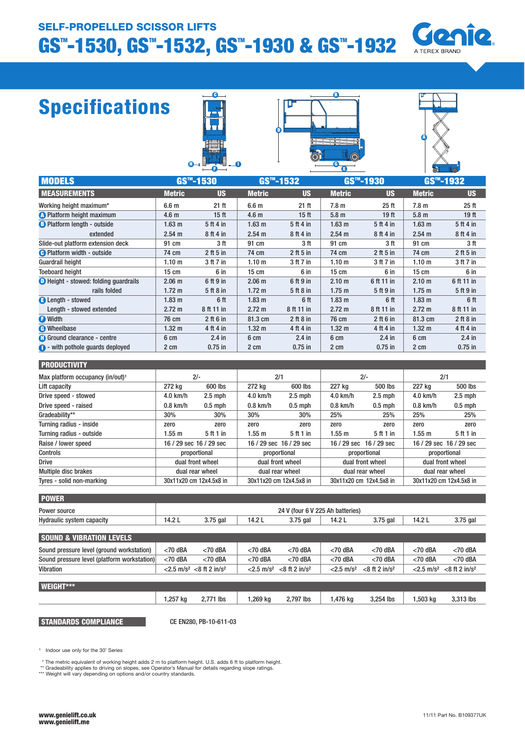## SELF-PROPELLED SCISSOR LIFTS

# GS™-1530, GS™-1532, GS™-1930 & GS™-1932

Genie
A TEREX BRAND

## Specifications

| MODELS | GS™-1530 | | GS™-1532 | | GS™-1930 | | GS™-1932 | |
|---|---|---|---|---|---|---|---|---|
| **MEASUREMENTS** | **Metric** | **US** | **Metric** | **US** | **Metric** | **US** | **Metric** | **US** |
| Working height maximum* | 6.6 m | 21 ft | 6.6 m | 21 ft | 7.8 m | 25 ft | 7.8 m | 25 ft |
| A Platform height maximum | 4.6 m | 15 ft | 4.6 m | 15 ft | 5.8 m | 19 ft | 5.8 m | 19 ft |
| B Platform length - outside | 1.63 m | 5 ft 4 in | 1.63 m | 5 ft 4 in | 1.63 m | 5 ft 4 in | 1.63 m | 5 ft 4 in |
| extended | 2.54 m | 8 ft 4 in | 2.54 m | 8 ft 4 in | 2.54 m | 8 ft 4 in | 2.54 m | 8 ft 4 in |
| Slide-out platform extension deck | 91 cm | 3 ft | 91 cm | 3 ft | 91 cm | 3 ft | 91 cm | 3 ft |
| C Platform width - outside | 74 cm | 2 ft 5 in | 74 cm | 2 ft 5 in | 74 cm | 2 ft 5 in | 74 cm | 2 ft 5 in |
| Guardrail height | 1.10 m | 3 ft 7 in | 1.10 m | 3 ft 7 in | 1.10 m | 3 ft 7 in | 1.10 m | 3 ft 7 in |
| Toeboard height | 15 cm | 6 in | 15 cm | 6 in | 15 cm | 6 in | 15 cm | 6 in |
| D Height - stowed: folding guardrails | 2.06 m | 6 ft 9 in | 2.06 m | 6 ft 9 in | 2.10 m | 6 ft 11 in | 2.10 m | 6 ft 11 in |
| rails folded | 1.72 m | 5 ft 8 in | 1.72 m | 5 ft 8 in | 1.75 m | 5 ft 9 in | 1.75 m | 5 ft 9 in |
| E Length - stowed | 1.83 m | 6 ft | 1.83 m | 6 ft | 1.83 m | 6 ft | 1.83 m | 6 ft |
| Length - stowed extended | 2.72 m | 8 ft 11 in | 2.72 m | 8 ft 11 in | 2.72 m | 8 ft 11 in | 2.72 m | 8 ft 11 in |
| F Width | 76 cm | 2 ft 6 in | 81.3 cm | 2 ft 8 in | 76 cm | 2 ft 6 in | 81.3 cm | 2 ft 8 in |
| G Wheelbase | 1.32 m | 4 ft 4 in | 1.32 m | 4 ft 4 in | 1.32 m | 4 ft 4 in | 1.32 m | 4 ft 4 in |
| H Ground clearance - centre | 6 cm | 2.4 in | 6 cm | 2.4 in | 6 cm | 2.4 in | 6 cm | 2.4 in |
| I - with pothole guards deployed | 2 cm | 0.75 in | 2 cm | 0.75 in | 2 cm | 0.75 in | 2 cm | 0.75 in |

| PRODUCTIVITY | GS™-1530 | | GS™-1532 | | GS™-1930 | | GS™-1932 | |
|---|---|---|---|---|---|---|---|---|
| Max platform occupancy (in/out)[1] | 2/- | | 2/1 | | 2/- | | 2/1 | |
| Lift capacity | 272 kg | 600 lbs | 272 kg | 600 lbs | 227 kg | 500 lbs | 227 kg | 500 lbs |
| Drive speed - stowed | 4.0 km/h | 2.5 mph | 4.0 km/h | 2.5 mph | 4.0 km/h | 2.5 mph | 4.0 km/h | 2.5 mph |
| Drive speed - raised | 0.8 km/h | 0.5 mph | 0.8 km/h | 0.5 mph | 0.8 km/h | 0.5 mph | 0.8 km/h | 0.5 mph |
| Gradeability** | 30% | 30% | 30% | 30% | 25% | 25% | 25% | 25% |
| Turning radius - inside | zero | zero | zero | zero | zero | zero | zero | zero |
| Turning radius - outside | 1.55 m | 5 ft 1 in | 1.55 m | 5 ft 1 in | 1.55 m | 5 ft 1 in | 1.55 m | 5 ft 1 in |
| Raise / lower speed | 16 / 29 sec | 16 / 29 sec | 16 / 29 sec | 16 / 29 sec | 16 / 29 sec | 16 / 29 sec | 16 / 29 sec | 16 / 29 sec |
| Controls | proportional | | proportional | | proportional | | proportional | |
| Drive | dual front wheel | | dual front wheel | | dual front wheel | | dual front wheel | |
| Multiple disc brakes | dual rear wheel | | dual rear wheel | | dual rear wheel | | dual rear wheel | |
| Tyres - solid non-marking | 30x11x20 cm | 12x4.5x8 in | 30x11x20 cm | 12x4.5x8 in | 30x11x20 cm | 12x4.5x8 in | 30x11x20 cm | 12x4.5x8 in |

| POWER | GS™-1530 | | GS™-1532 | | GS™-1930 | | GS™-1932 | |
|---|---|---|---|---|---|---|---|---|
| Power source | 24 V (four 6 V 225 Ah batteries) | | | | | | | |
| Hydraulic system capacity | 14.2 L | 3.75 gal | 14.2 L | 3.75 gal | 14.2 L | 3.75 gal | 14.2 L | 3.75 gal |

| SOUND & VIBRATION LEVELS | GS™-1530 | | GS™-1532 | | GS™-1930 | | GS™-1932 | |
|---|---|---|---|---|---|---|---|---|
| Sound pressure level (ground workstation) | <70 dBA | <70 dBA | <70 dBA | <70 dBA | <70 dBA | <70 dBA | <70 dBA | <70 dBA |
| Sound pressure level (platform workstation) | <70 dBA | <70 dBA | <70 dBA | <70 dBA | <70 dBA | <70 dBA | <70 dBA | <70 dBA |
| Vibration | <2.5 m/s² | <8 ft 2 in/s² | <2.5 m/s² | <8 ft 2 in/s² | <2.5 m/s² | <8 ft 2 in/s² | <2.5 m/s² | <8 ft 2 in/s² |

| WEIGHT*** | GS™-1530 | | GS™-1532 | | GS™-1930 | | GS™-1932 | |
|---|---|---|---|---|---|---|---|---|
| | 1,257 kg | 2,771 lbs | 1,269 kg | 2,797 lbs | 1,476 kg | 3,254 lbs | 1,503 kg | 3,313 lbs |

**STANDARDS COMPLIANCE** CE EN280, PB-10-611-03

[1] Indoor use only for the 30' Series

\* The metric equivalent of working height adds 2 m to platform height. U.S. adds 6 ft to platform height.
** Gradeability applies to driving on slopes, see Operator's Manual for details regarding slope ratings.
*** Weight will vary depending on options and/or country standards.

www.genielift.co.uk
www.genielift.me

11/11 Part No. B109377UK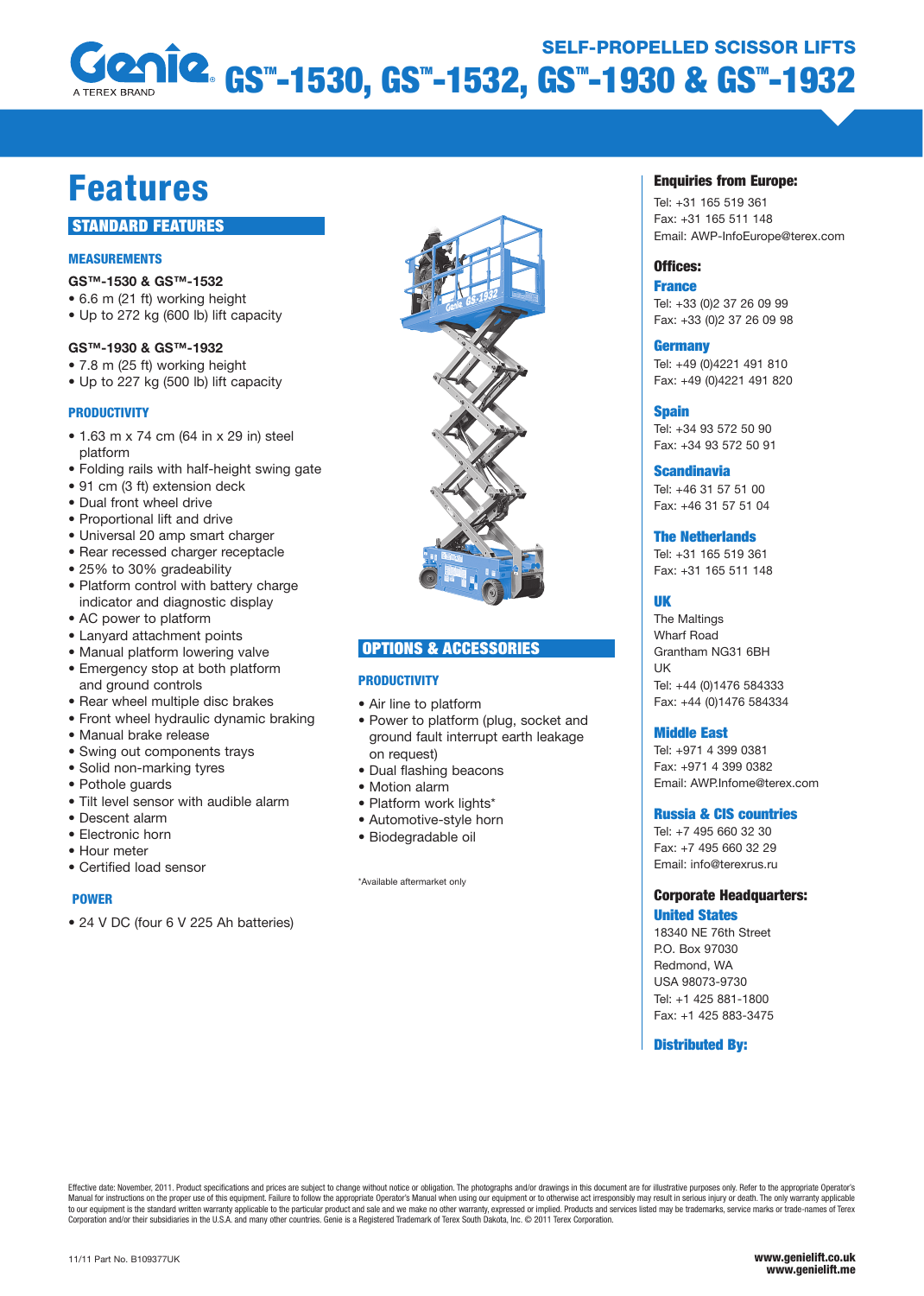# SELF-PROPELLED SCISSOR LIFTS

# GS™-1530, GS™-1532, GS™-1930 & GS™-1932

Genie A TEREX BRAND

## Features

### STANDARD FEATURES

#### MEASUREMENTS

**GS™-1530 & GS™-1532**
- 6.6 m (21 ft) working height
- Up to 272 kg (600 lb) lift capacity

**GS™-1930 & GS™-1932**
- 7.8 m (25 ft) working height
- Up to 227 kg (500 lb) lift capacity

#### PRODUCTIVITY

- 1.63 m x 74 cm (64 in x 29 in) steel platform
- Folding rails with half-height swing gate
- 91 cm (3 ft) extension deck
- Dual front wheel drive
- Proportional lift and drive
- Universal 20 amp smart charger
- Rear recessed charger receptacle
- 25% to 30% gradeability
- Platform control with battery charge indicator and diagnostic display
- AC power to platform
- Lanyard attachment points
- Manual platform lowering valve
- Emergency stop at both platform and ground controls
- Rear wheel multiple disc brakes
- Front wheel hydraulic dynamic braking
- Manual brake release
- Swing out components trays
- Solid non-marking tyres
- Pothole guards
- Tilt level sensor with audible alarm
- Descent alarm
- Electronic horn
- Hour meter
- Certified load sensor

#### POWER

- 24 V DC (four 6 V 225 Ah batteries)

### OPTIONS & ACCESSORIES

#### PRODUCTIVITY

- Air line to platform
- Power to platform (plug, socket and ground fault interrupt earth leakage on request)
- Dual flashing beacons
- Motion alarm
- Platform work lights*
- Automotive-style horn
- Biodegradable oil

*Available aftermarket only

### Enquiries from Europe:

Tel: +31 165 519 361
Fax: +31 165 511 148
Email: AWP-InfoEurope@terex.com

### Offices:

**France**
Tel: +33 (0)2 37 26 09 99
Fax: +33 (0)2 37 26 09 98

**Germany**
Tel: +49 (0)4221 491 810
Fax: +49 (0)4221 491 820

**Spain**
Tel: +34 93 572 50 90
Fax: +34 93 572 50 91

**Scandinavia**
Tel: +46 31 57 51 00
Fax: +46 31 57 51 04

**The Netherlands**
Tel: +31 165 519 361
Fax: +31 165 511 148

**UK**
The Maltings
Wharf Road
Grantham NG31 6BH
UK
Tel: +44 (0)1476 584333
Fax: +44 (0)1476 584334

**Middle East**
Tel: +971 4 399 0381
Fax: +971 4 399 0382
Email: AWP.Infome@terex.com

**Russia & CIS countries**
Tel: +7 495 660 32 30
Fax: +7 495 660 32 29
Email: info@terexrus.ru

### Corporate Headquarters:

**United States**
18340 NE 76th Street
P.O. Box 97030
Redmond, WA
USA 98073-9730
Tel: +1 425 881-1800
Fax: +1 425 883-3475

**Distributed By:**

Effective date: November, 2011. Product specifications and prices are subject to change without notice or obligation. The photographs and/or drawings in this document are for illustrative purposes only. Refer to the appropriate Operator's Manual for instructions on the proper use of this equipment. Failure to follow the appropriate Operator's Manual when using our equipment or to otherwise act irresponsibly may result in serious injury or death. The only warranty applicable to our equipment is the standard written warranty applicable to the particular product and sale and we make no other warranty, expressed or implied. Products and services listed may be trademarks, service marks or trade-names of Terex Corporation and/or their subsidiaries in the U.S.A. and many other countries. Genie is a Registered Trademark of Terex South Dakota, Inc. © 2011 Terex Corporation.

11/11 Part No. B109377UK

www.genielift.co.uk
www.genielift.me